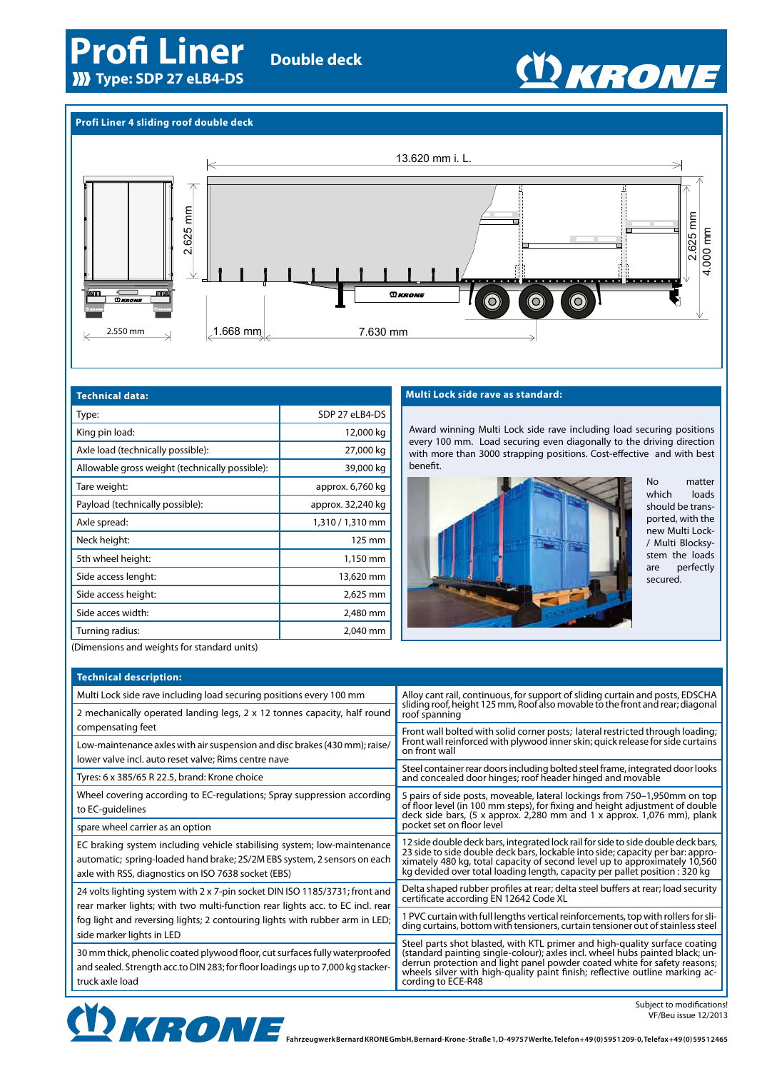# Profi Liner

**Double deck**

### Type: SDP 27 eLB4-DS

KRONE

## Profi Liner 4 sliding roof double deck

13.620 mm i. L.

2.625 mm

2.625 mm

4.000 mm

2.550 mm

1.668 mm

7.630 mm

## Technical data:

| Type: | SDP 27 eLB4-DS |
|---|---|
| King pin load: | 12,000 kg |
| Axle load (technically possible): | 27,000 kg |
| Allowable gross weight (technically possible): | 39,000 kg |
| Tare weight: | approx. 6,760 kg |
| Payload (technically possible): | approx. 32,240 kg |
| Axle spread: | 1,310 / 1,310 mm |
| Neck height: | 125 mm |
| 5th wheel height: | 1,150 mm |
| Side access lenght: | 13,620 mm |
| Side access height: | 2,625 mm |
| Side acces width: | 2,480 mm |
| Turning radius: | 2,040 mm |

(Dimensions and weights for standard units)

## Multi Lock side rave as standard:

Award winning Multi Lock side rave including load securing positions every 100 mm. Load securing even diagonally to the driving direction with more than 3000 strapping positions. Cost-effective and with best benefit.

No matter which loads should be transported, with the new Multi Lock- / Multi Blocksystem the loads are perfectly secured.

## Technical description:

- Multi Lock side rave including load securing positions every 100 mm
- 2 mechanically operated landing legs, 2 x 12 tonnes capacity, half round compensating feet
- Low-maintenance axles with air suspension and disc brakes (430 mm); raise/lower valve incl. auto reset valve; Rims centre nave
- Tyres: 6 x 385/65 R 22.5, brand: Krone choice
- Wheel covering according to EC-regulations; Spray suppression according to EC-guidelines
- spare wheel carrier as an option
- EC braking system including vehicle stabilising system; low-maintenance automatic; spring-loaded hand brake; 2S/2M EBS system, 2 sensors on each axle with RSS, diagnostics on ISO 7638 socket (EBS)
- 24 volts lighting system with 2 x 7-pin socket DIN ISO 1185/3731; front and rear marker lights; with two multi-function rear lights acc. to EC incl. rear fog light and reversing lights; 2 contouring lights with rubber arm in LED; side marker lights in LED
- 30 mm thick, phenolic coated plywood floor, cut surfaces fully waterproofed and sealed. Strength acc.to DIN 283; for floor loadings up to 7,000 kg stacker-truck axle load
- Alloy cant rail, continuous, for support of sliding curtain and posts, EDSCHA sliding roof, height 125 mm, Roof also movable to the front and rear; diagonal roof spanning
- Front wall bolted with solid corner posts; lateral restricted through loading; Front wall reinforced with plywood inner skin; quick release for side curtains on front wall
- Steel container rear doors including bolted steel frame, integrated door looks and concealed door hinges; roof header hinged and movable
- 5 pairs of side posts, moveable, lateral lockings from 750–1,950mm on top of floor level (in 100 mm steps), for fixing and height adjustment of double deck side bars, (5 x approx. 2,280 mm and 1 x approx. 1,076 mm), plank pocket set on floor level
- 12 side double deck bars, integrated lock rail for side to side double deck bars, 23 side to side double deck bars, lockable into side; capacity per bar: approximately 480 kg, total capacity of second level up to approximately 10,560 kg devided over total loading length, capacity per pallet position : 320 kg
- Delta shaped rubber profiles at rear; delta steel buffers at rear; load security certificate according EN 12642 Code XL
- 1 PVC curtain with full lengths vertical reinforcements, top with rollers for sliding curtains, bottom with tensioners, curtain tensioner out of stainless steel
- Steel parts shot blasted, with KTL primer and high-quality surface coating (standard painting single-colour); axles incl. wheel hubs painted black; underrun protection and light panel powder coated white for safety reasons; wheels silver with high-quality paint finish; reflective outline marking according to ECE-R48

Subject to modifications!
VF/Beu issue 12/2013

KRONE

Fahrzeugwerk Bernard KRONE GmbH, Bernard-Krone-Straße 1, D-49757 Werlte, Telefon +49 (0) 5951 209-0, Telefax +49 (0) 5951 2465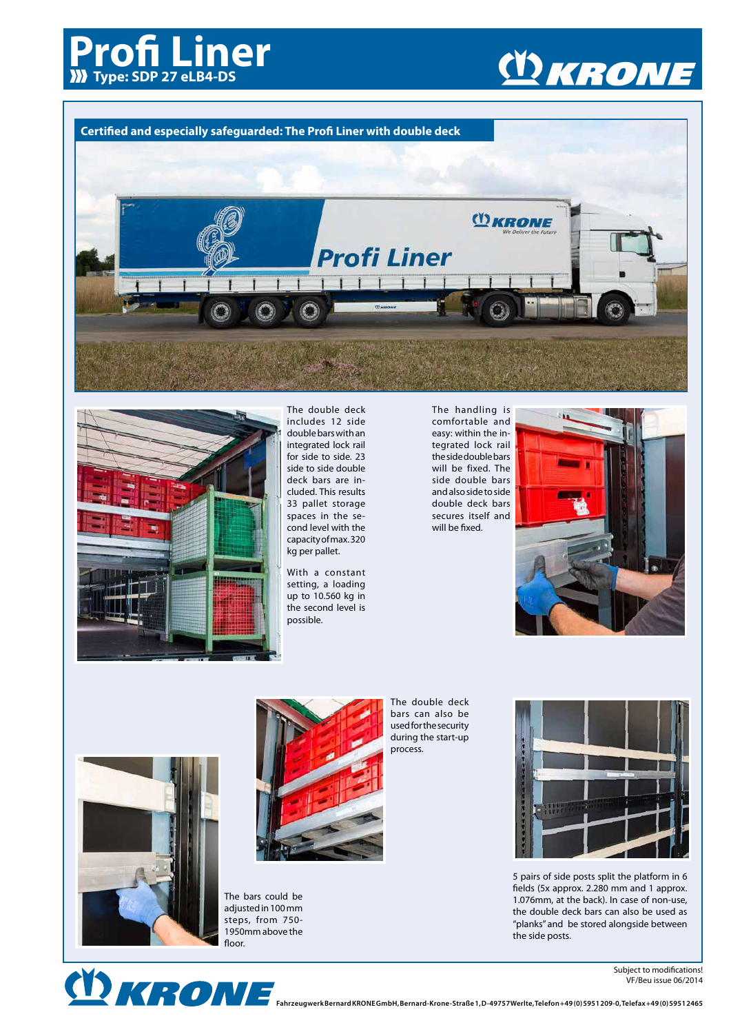# Profi Liner

**Type: SDP 27 eLB4-DS**

## Certified and especially safeguarded: The Profi Liner with double deck

The double deck includes 12 side double bars with an integrated lock rail for side to side. 23 side to side double deck bars are included. This results 33 pallet storage spaces in the second level with the capacity of max. 320 kg per pallet.

With a constant setting, a loading up to 10.560 kg in the second level is possible.

The handling is comfortable and easy: within the integrated lock rail the side double bars will be fixed. The side double bars and also side to side double deck bars secures itself and will be fixed.

The double deck bars can also be used for the security during the start-up process.

The bars could be adjusted in 100 mm steps, from 750-1950 mm above the floor.

5 pairs of side posts split the platform in 6 fields (5x approx. 2.280 mm and 1 approx. 1.076mm, at the back). In case of non-use, the double deck bars can also be used as "planks" and be stored alongside between the side posts.

Subject to modifications!
VF/Beu issue 06/2014

Fahrzeugwerk Bernard KRONE GmbH, Bernard-Krone-Straße 1, D-49757 Werlte, Telefon +49 (0) 5951 209-0, Telefax +49 (0) 5951 2465